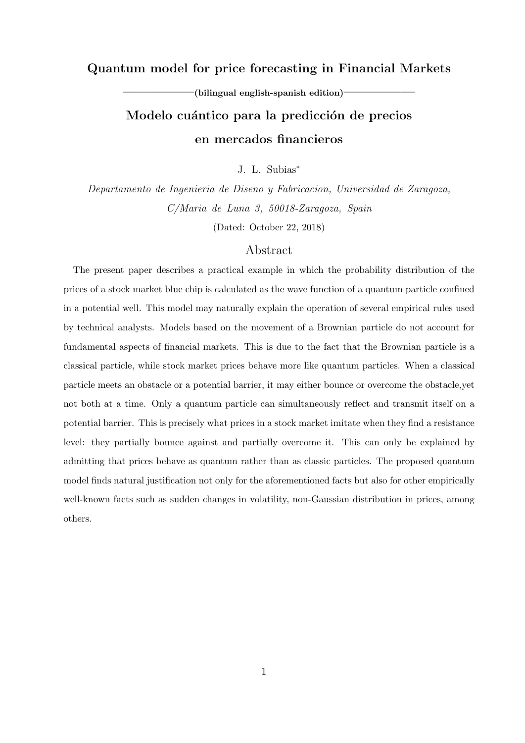# Quantum model for price forecasting in Financial Markets

**(bilingual english-spanish edition)**

# Modelo cuántico para la predicción de precios en mercados financieros

J. L. Subias*

*Departamento de Ingenieria de Diseno y Fabricacion, Universidad de Zaragoza, C/Maria de Luna 3, 50018-Zaragoza, Spain*

(Dated: October 22, 2018)

## Abstract

The present paper describes a practical example in which the probability distribution of the prices of a stock market blue chip is calculated as the wave function of a quantum particle confined in a potential well. This model may naturally explain the operation of several empirical rules used by technical analysts. Models based on the movement of a Brownian particle do not account for fundamental aspects of financial markets. This is due to the fact that the Brownian particle is a classical particle, while stock market prices behave more like quantum particles. When a classical particle meets an obstacle or a potential barrier, it may either bounce or overcome the obstacle,yet not both at a time. Only a quantum particle can simultaneously reflect and transmit itself on a potential barrier. This is precisely what prices in a stock market imitate when they find a resistance level: they partially bounce against and partially overcome it. This can only be explained by admitting that prices behave as quantum rather than as classic particles. The proposed quantum model finds natural justification not only for the aforementioned facts but also for other empirically well-known facts such as sudden changes in volatility, non-Gaussian distribution in prices, among others.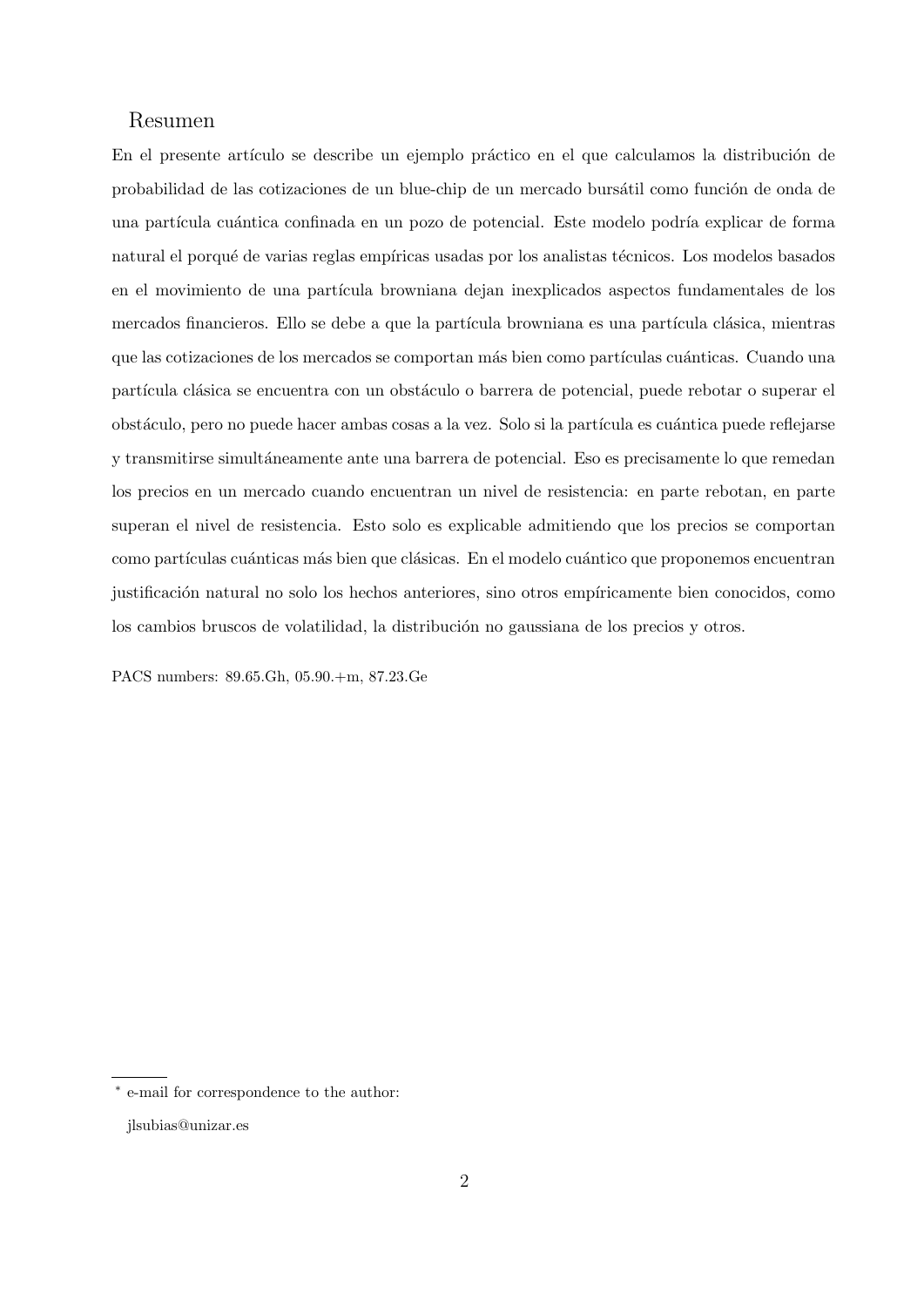## Resumen

En el presente artículo se describe un ejemplo práctico en el que calculamos la distribución de probabilidad de las cotizaciones de un blue-chip de un mercado bursátil como función de onda de una partícula cuántica confinada en un pozo de potencial. Este modelo podría explicar de forma natural el porqué de varias reglas empíricas usadas por los analistas técnicos. Los modelos basados en el movimiento de una partícula browniana dejan inexplicados aspectos fundamentales de los mercados financieros. Ello se debe a que la partícula browniana es una partícula clásica, mientras que las cotizaciones de los mercados se comportan más bien como partículas cuánticas. Cuando una partícula clásica se encuentra con un obstáculo o barrera de potencial, puede rebotar o superar el obstáculo, pero no puede hacer ambas cosas a la vez. Solo si la partícula es cuántica puede reflejarse y transmitirse simultáneamente ante una barrera de potencial. Eso es precisamente lo que remedan los precios en un mercado cuando encuentran un nivel de resistencia: en parte rebotan, en parte superan el nivel de resistencia. Esto solo es explicable admitiendo que los precios se comportan como partículas cuánticas más bien que clásicas. En el modelo cuántico que proponemos encuentran justificación natural no solo los hechos anteriores, sino otros empíricamente bien conocidos, como los cambios bruscos de volatilidad, la distribución no gaussiana de los precios y otros.

PACS numbers: 89.65.Gh, 05.90.+m, 87.23.Ge

---

* e-mail for correspondence to the author:

jlsubias@unizar.es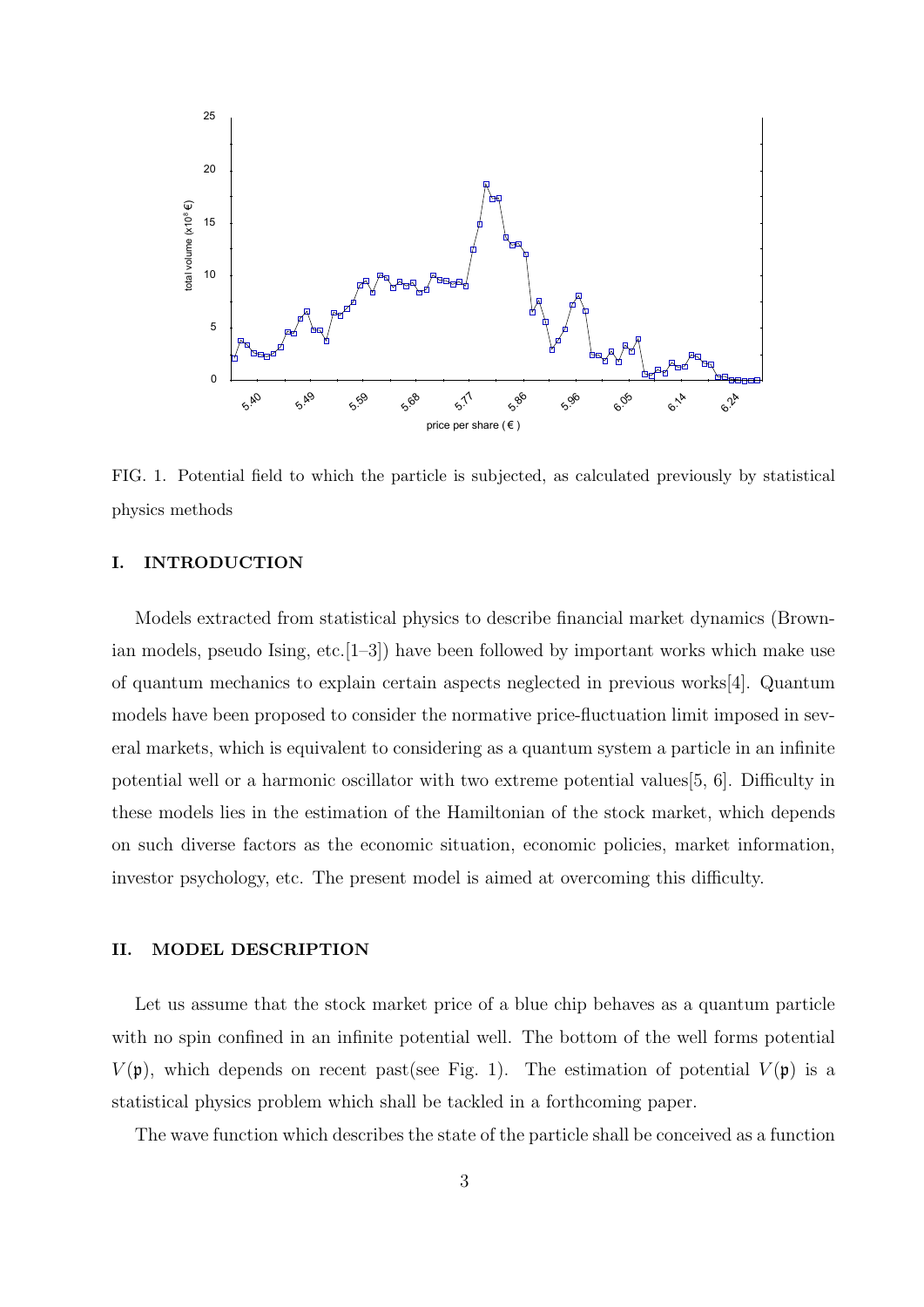FIG. 1. Potential field to which the particle is subjected, as calculated previously by statistical physics methods

## I. INTRODUCTION

Models extracted from statistical physics to describe financial market dynamics (Brownian models, pseudo Ising, etc.[1–3]) have been followed by important works which make use of quantum mechanics to explain certain aspects neglected in previous works[4]. Quantum models have been proposed to consider the normative price-fluctuation limit imposed in several markets, which is equivalent to considering as a quantum system a particle in an infinite potential well or a harmonic oscillator with two extreme potential values[5, 6]. Difficulty in these models lies in the estimation of the Hamiltonian of the stock market, which depends on such diverse factors as the economic situation, economic policies, market information, investor psychology, etc. The present model is aimed at overcoming this difficulty.

## II. MODEL DESCRIPTION

Let us assume that the stock market price of a blue chip behaves as a quantum particle with no spin confined in an infinite potential well. The bottom of the well forms potential $V(\mathfrak{p})$, which depends on recent past(see Fig. 1). The estimation of potential $V(\mathfrak{p})$ is a statistical physics problem which shall be tackled in a forthcoming paper.

The wave function which describes the state of the particle shall be conceived as a function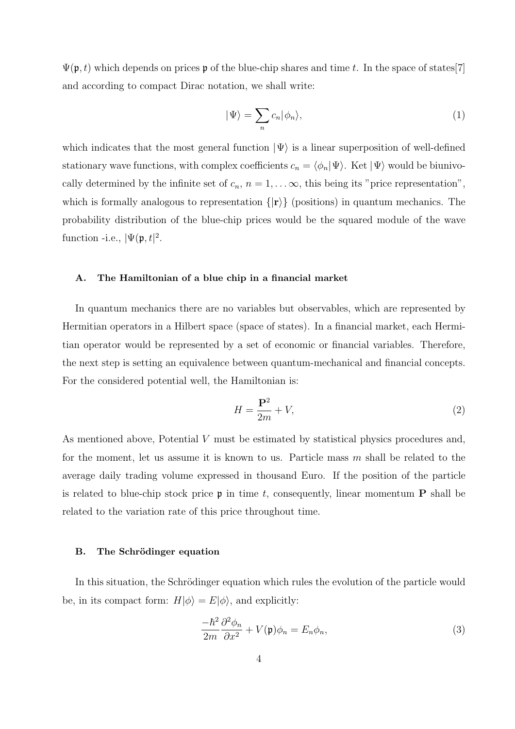$\Psi(\mathfrak{p}, t)$ which depends on prices $\mathfrak{p}$ of the blue-chip shares and time $t$. In the space of states[7] and according to compact Dirac notation, we shall write:

$$|\Psi\rangle = \sum_n c_n|\phi_n\rangle, \tag{1}$$

which indicates that the most general function $|\Psi\rangle$ is a linear superposition of well-defined stationary wave functions, with complex coefficients $c_n = \langle\phi_n|\Psi\rangle$. Ket $|\Psi\rangle$ would be biunivocally determined by the infinite set of $c_n$, $n = 1, \ldots \infty$, this being its "price representation", which is formally analogous to representation $\{|\mathbf{r}\rangle\}$ (positions) in quantum mechanics. The probability distribution of the blue-chip prices would be the squared module of the wave function -i.e., $|\Psi(\mathfrak{p}, t|^2$.

### A. The Hamiltonian of a blue chip in a financial market

In quantum mechanics there are no variables but observables, which are represented by Hermitian operators in a Hilbert space (space of states). In a financial market, each Hermitian operator would be represented by a set of economic or financial variables. Therefore, the next step is setting an equivalence between quantum-mechanical and financial concepts. For the considered potential well, the Hamiltonian is:

$$H = \frac{\mathbf{P}^2}{2m} + V, \tag{2}$$

As mentioned above, Potential $V$ must be estimated by statistical physics procedures and, for the moment, let us assume it is known to us. Particle mass $m$ shall be related to the average daily trading volume expressed in thousand Euro. If the position of the particle is related to blue-chip stock price $\mathfrak{p}$ in time $t$, consequently, linear momentum $\mathbf{P}$ shall be related to the variation rate of this price throughout time.

### B. The Schrödinger equation

In this situation, the Schrödinger equation which rules the evolution of the particle would be, in its compact form: $H|\phi\rangle = E|\phi\rangle$, and explicitly:

$$\frac{-\hbar^2}{2m}\frac{\partial^2 \phi_n}{\partial x^2} + V(\mathfrak{p})\phi_n = E_n\phi_n, \tag{3}$$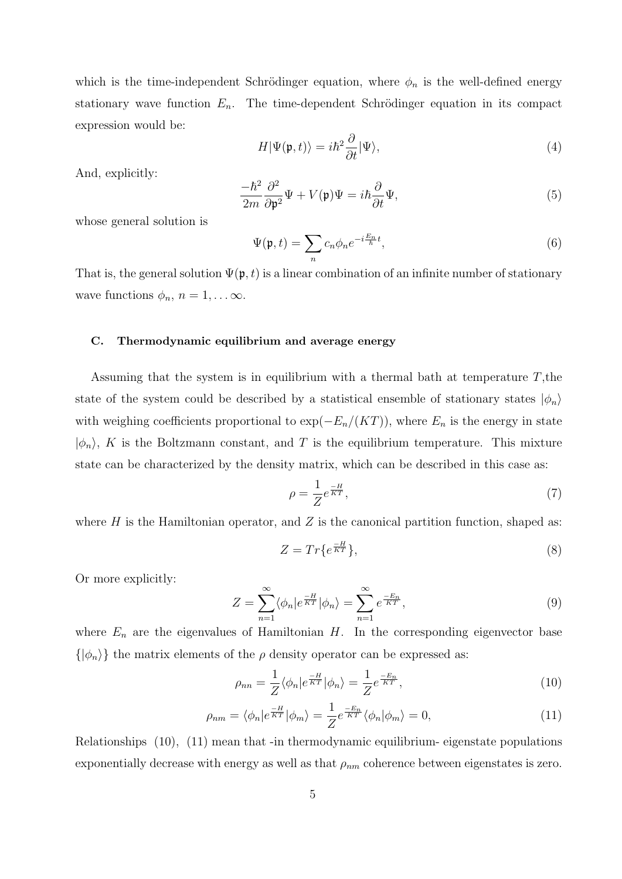which is the time-independent Schrödinger equation, where $\phi_n$ is the well-defined energy stationary wave function $E_n$. The time-dependent Schrödinger equation in its compact expression would be:

$$H|\Psi(\mathfrak{p},t)\rangle = i\hbar^2\frac{\partial}{\partial t}|\Psi\rangle, \tag{4}$$

And, explicitly:

$$\frac{-\hbar^2}{2m}\frac{\partial^2}{\partial \mathfrak{p}^2}\Psi + V(\mathfrak{p})\Psi = i\hbar\frac{\partial}{\partial t}\Psi, \tag{5}$$

whose general solution is

$$\Psi(\mathfrak{p},t) = \sum_n c_n \phi_n e^{-i\frac{E_n}{\hbar}t}, \tag{6}$$

That is, the general solution $\Psi(\mathfrak{p},t)$ is a linear combination of an infinite number of stationary wave functions $\phi_n$, $n = 1, \ldots \infty$.

### C. Thermodynamic equilibrium and average energy

Assuming that the system is in equilibrium with a thermal bath at temperature $T$,the state of the system could be described by a statistical ensemble of stationary states $|\phi_n\rangle$ with weighing coefficients proportional to $\exp(-E_n/(KT))$, where $E_n$ is the energy in state $|\phi_n\rangle$, $K$ is the Boltzmann constant, and $T$ is the equilibrium temperature. This mixture state can be characterized by the density matrix, which can be described in this case as:

$$\rho = \frac{1}{Z}e^{\frac{-H}{KT}}, \tag{7}$$

where $H$ is the Hamiltonian operator, and $Z$ is the canonical partition function, shaped as:

$$Z = Tr\{e^{\frac{-H}{KT}}\}, \tag{8}$$

Or more explicitly:

$$Z = \sum_{n=1}^{\infty}\langle\phi_n|e^{\frac{-H}{KT}}|\phi_n\rangle = \sum_{n=1}^{\infty}e^{\frac{-E_n}{KT}}, \tag{9}$$

where $E_n$ are the eigenvalues of Hamiltonian $H$. In the corresponding eigenvector base $\{|\phi_n\rangle\}$ the matrix elements of the $\rho$ density operator can be expressed as:

$$\rho_{nn} = \frac{1}{Z}\langle\phi_n|e^{\frac{-H}{KT}}|\phi_n\rangle = \frac{1}{Z}e^{\frac{-E_n}{KT}}, \tag{10}$$

$$\rho_{nm} = \langle\phi_n|e^{\frac{-H}{KT}}|\phi_m\rangle = \frac{1}{Z}e^{\frac{-E_n}{KT}}\langle\phi_n|\phi_m\rangle = 0, \tag{11}$$

Relationships (10), (11) mean that -in thermodynamic equilibrium- eigenstate populations exponentially decrease with energy as well as that $\rho_{nm}$ coherence between eigenstates is zero.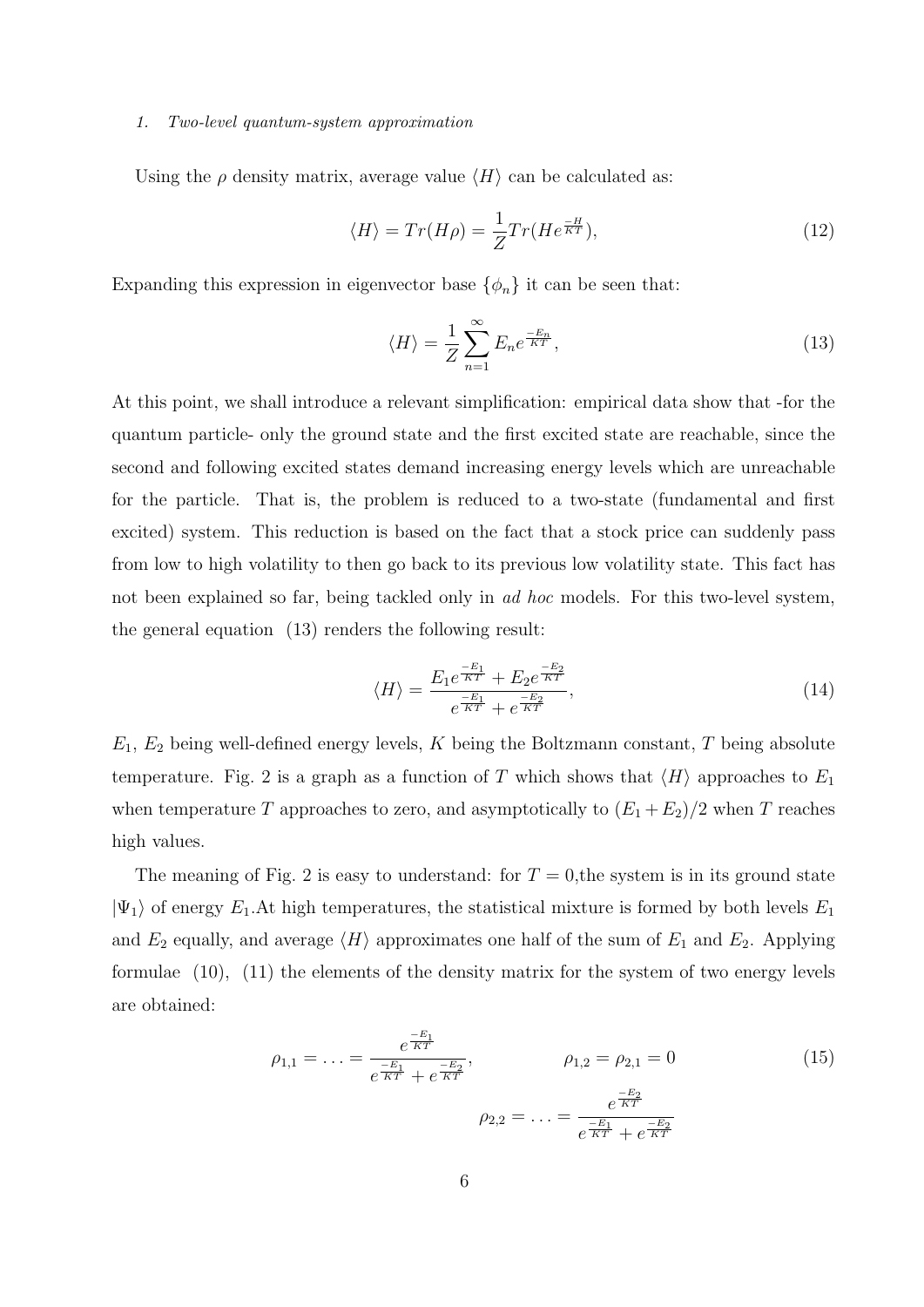### 1. Two-level quantum-system approximation

Using the $\rho$ density matrix, average value $\langle H \rangle$ can be calculated as:

$$\langle H \rangle = Tr(H\rho) = \frac{1}{Z} Tr(H e^{\frac{-H}{KT}}), \tag{12}$$

Expanding this expression in eigenvector base $\{\phi_n\}$ it can be seen that:

$$\langle H \rangle = \frac{1}{Z} \sum_{n=1}^{\infty} E_n e^{\frac{-E_n}{KT}}, \tag{13}$$

At this point, we shall introduce a relevant simplification: empirical data show that -for the quantum particle- only the ground state and the first excited state are reachable, since the second and following excited states demand increasing energy levels which are unreachable for the particle. That is, the problem is reduced to a two-state (fundamental and first excited) system. This reduction is based on the fact that a stock price can suddenly pass from low to high volatility to then go back to its previous low volatility state. This fact has not been explained so far, being tackled only in *ad hoc* models. For this two-level system, the general equation (13) renders the following result:

$$\langle H \rangle = \frac{E_1 e^{\frac{-E_1}{KT}} + E_2 e^{\frac{-E_2}{KT}}}{e^{\frac{-E_1}{KT}} + e^{\frac{-E_2}{KT}}}, \tag{14}$$

$E_1$, $E_2$ being well-defined energy levels, $K$ being the Boltzmann constant, $T$ being absolute temperature. Fig. 2 is a graph as a function of $T$ which shows that $\langle H \rangle$ approaches to $E_1$ when temperature $T$ approaches to zero, and asymptotically to $(E_1 + E_2)/2$ when $T$ reaches high values.

The meaning of Fig. 2 is easy to understand: for $T = 0$,the system is in its ground state $|\Psi_1\rangle$ of energy $E_1$.At high temperatures, the statistical mixture is formed by both levels $E_1$ and $E_2$ equally, and average $\langle H \rangle$ approximates one half of the sum of $E_1$ and $E_2$. Applying formulae (10), (11) the elements of the density matrix for the system of two energy levels are obtained:

$$\rho_{1,1} = \ldots = \frac{e^{\frac{-E_1}{KT}}}{e^{\frac{-E_1}{KT}} + e^{\frac{-E_2}{KT}}}, \qquad \rho_{1,2} = \rho_{2,1} = 0 \qquad \rho_{2,2} = \ldots = \frac{e^{\frac{-E_2}{KT}}}{e^{\frac{-E_1}{KT}} + e^{\frac{-E_2}{KT}}} \tag{15}$$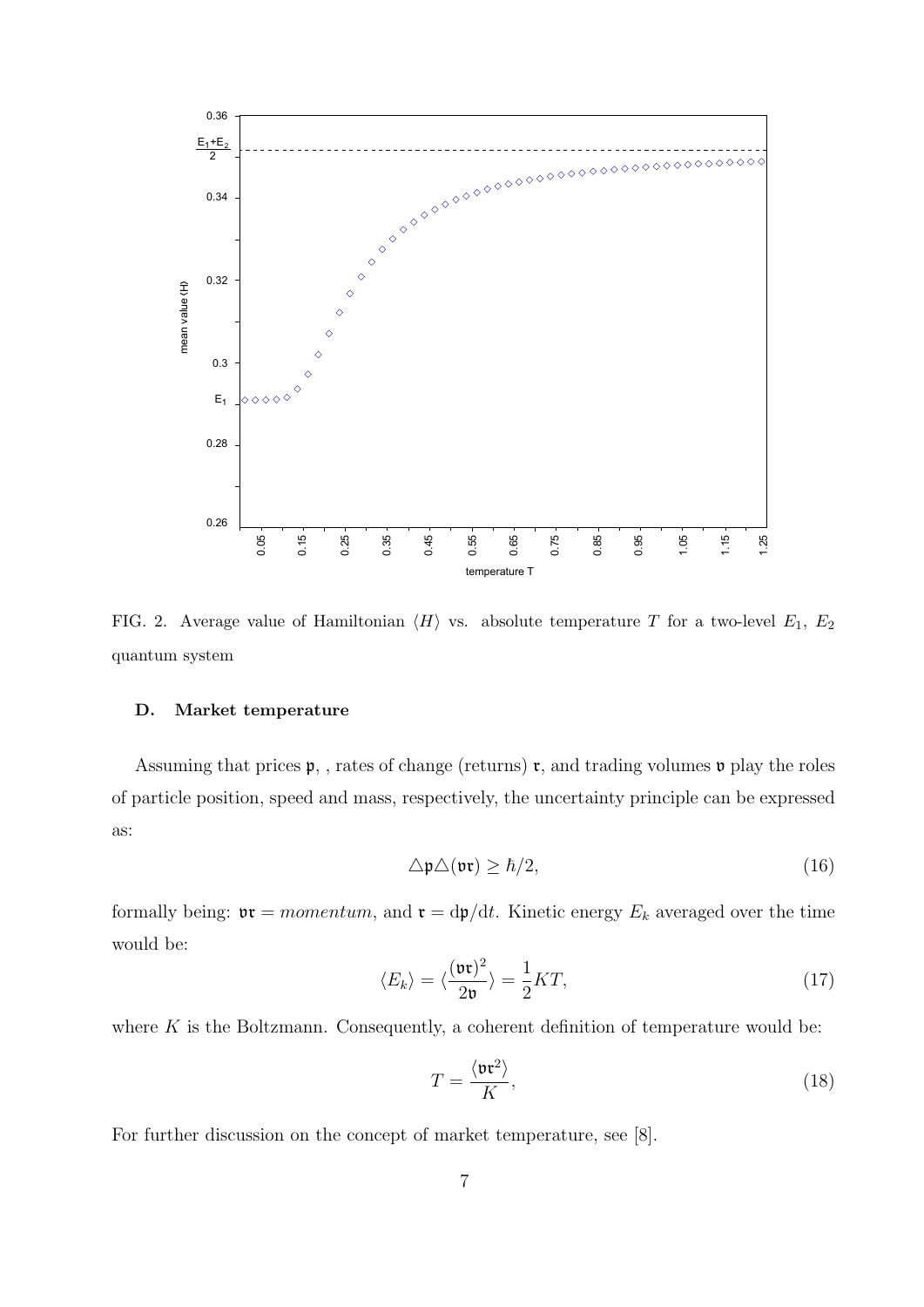FIG. 2. Average value of Hamiltonian $\langle H \rangle$ vs. absolute temperature $T$ for a two-level $E_1$, $E_2$ quantum system

### D. Market temperature

Assuming that prices $\mathfrak{p}$, , rates of change (returns) $\mathfrak{r}$, and trading volumes $\mathfrak{v}$ play the roles of particle position, speed and mass, respectively, the uncertainty principle can be expressed as:

$$\triangle \mathfrak{p} \triangle (\mathfrak{v}\mathfrak{r}) \geq \hbar/2, \tag{16}$$

formally being: $\mathfrak{v}\mathfrak{r} = momentum$, and $\mathfrak{r} = \mathrm{d}\mathfrak{p}/\mathrm{d}t$. Kinetic energy $E_k$ averaged over the time would be:

$$\langle E_k \rangle = \langle \frac{(\mathfrak{v}\mathfrak{r})^2}{2\mathfrak{v}} \rangle = \frac{1}{2} KT, \tag{17}$$

where $K$ is the Boltzmann. Consequently, a coherent definition of temperature would be:

$$T = \frac{\langle \mathfrak{v}\mathfrak{r}^2 \rangle}{K}, \tag{18}$$

For further discussion on the concept of market temperature, see [8].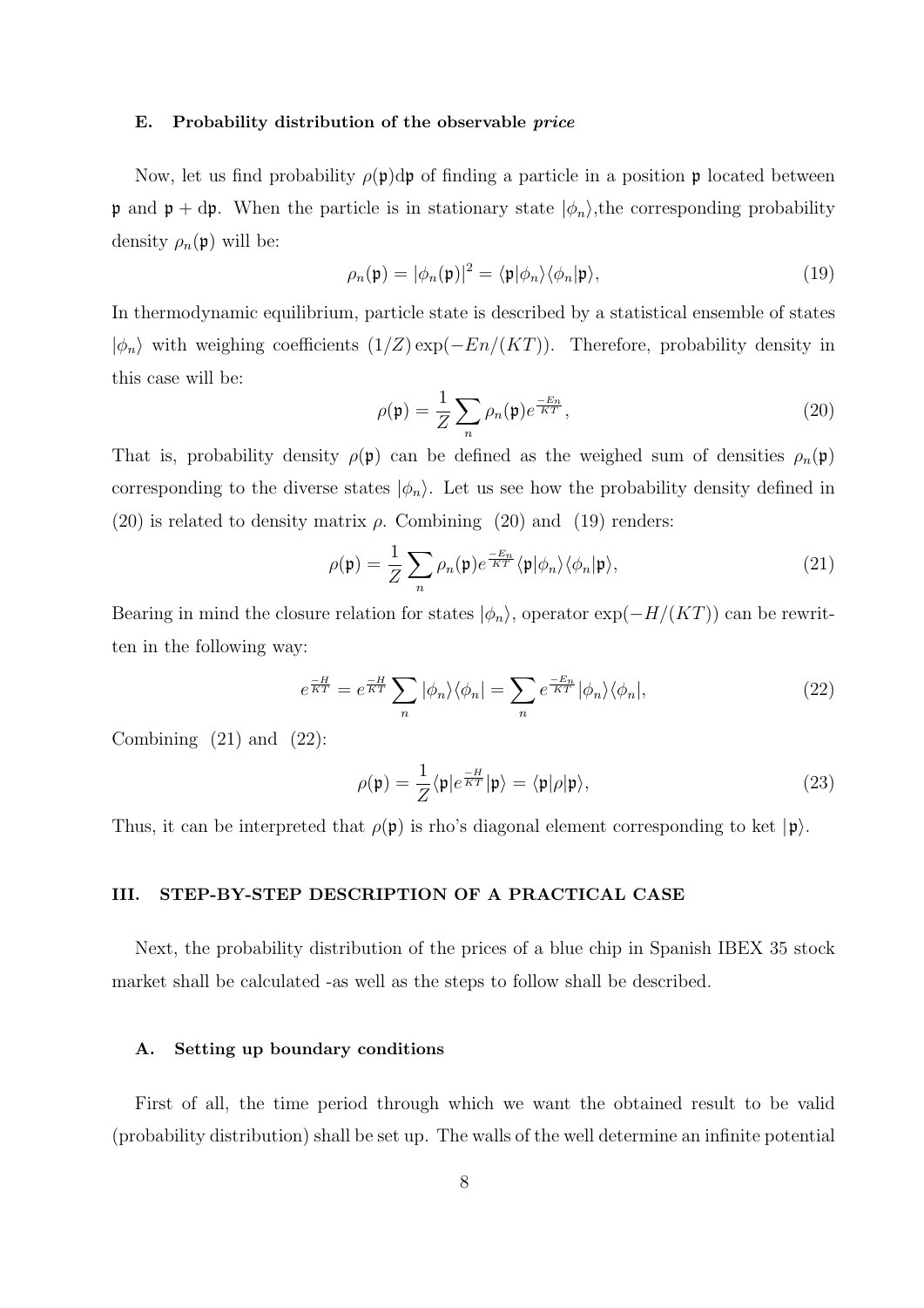### E. Probability distribution of the observable *price*

Now, let us find probability $\rho(\mathfrak{p})\mathrm{d}\mathfrak{p}$ of finding a particle in a position $\mathfrak{p}$ located between $\mathfrak{p}$ and $\mathfrak{p} + \mathrm{d}\mathfrak{p}$. When the particle is in stationary state $|\phi_n\rangle$,the corresponding probability density $\rho_n(\mathfrak{p})$ will be:

$$\rho_n(\mathfrak{p}) = |\phi_n(\mathfrak{p})|^2 = \langle \mathfrak{p}|\phi_n\rangle\langle\phi_n|\mathfrak{p}\rangle, \tag{19}$$

In thermodynamic equilibrium, particle state is described by a statistical ensemble of states $|\phi_n\rangle$ with weighing coefficients $(1/Z)\exp(-En/(KT))$. Therefore, probability density in this case will be:

$$\rho(\mathfrak{p}) = \frac{1}{Z}\sum_n \rho_n(\mathfrak{p})e^{\frac{-E_n}{KT}}, \tag{20}$$

That is, probability density $\rho(\mathfrak{p})$ can be defined as the weighed sum of densities $\rho_n(\mathfrak{p})$ corresponding to the diverse states $|\phi_n\rangle$. Let us see how the probability density defined in (20) is related to density matrix $\rho$. Combining (20) and (19) renders:

$$\rho(\mathfrak{p}) = \frac{1}{Z}\sum_n \rho_n(\mathfrak{p})e^{\frac{-E_n}{KT}}\langle \mathfrak{p}|\phi_n\rangle\langle\phi_n|\mathfrak{p}\rangle, \tag{21}$$

Bearing in mind the closure relation for states $|\phi_n\rangle$, operator $\exp(-H/(KT))$ can be rewritten in the following way:

$$e^{\frac{-H}{KT}} = e^{\frac{-H}{KT}}\sum_n |\phi_n\rangle\langle\phi_n| = \sum_n e^{\frac{-E_n}{KT}}|\phi_n\rangle\langle\phi_n|, \tag{22}$$

Combining (21) and (22):

$$\rho(\mathfrak{p}) = \frac{1}{Z}\langle\mathfrak{p}|e^{\frac{-H}{KT}}|\mathfrak{p}\rangle = \langle\mathfrak{p}|\rho|\mathfrak{p}\rangle, \tag{23}$$

Thus, it can be interpreted that $\rho(\mathfrak{p})$ is rho's diagonal element corresponding to ket $|\mathfrak{p}\rangle$.

## III. STEP-BY-STEP DESCRIPTION OF A PRACTICAL CASE

Next, the probability distribution of the prices of a blue chip in Spanish IBEX 35 stock market shall be calculated -as well as the steps to follow shall be described.

### A. Setting up boundary conditions

First of all, the time period through which we want the obtained result to be valid (probability distribution) shall be set up. The walls of the well determine an infinite potential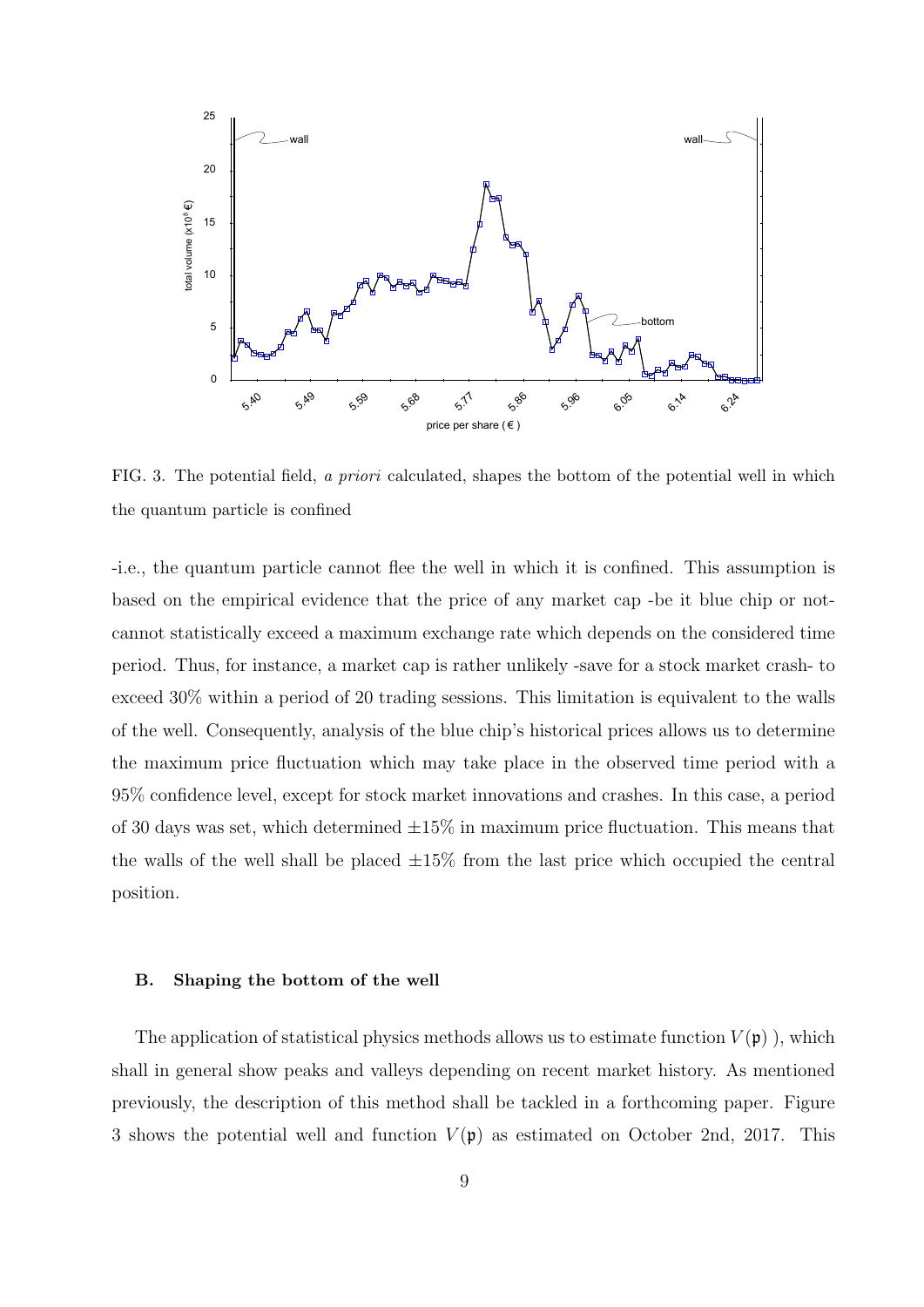FIG. 3. The potential field, *a priori* calculated, shapes the bottom of the potential well in which the quantum particle is confined

-i.e., the quantum particle cannot flee the well in which it is confined. This assumption is based on the empirical evidence that the price of any market cap -be it blue chip or not- cannot statistically exceed a maximum exchange rate which depends on the considered time period. Thus, for instance, a market cap is rather unlikely -save for a stock market crash- to exceed 30% within a period of 20 trading sessions. This limitation is equivalent to the walls of the well. Consequently, analysis of the blue chip's historical prices allows us to determine the maximum price fluctuation which may take place in the observed time period with a 95% confidence level, except for stock market innovations and crashes. In this case, a period of 30 days was set, which determined $\pm 15\%$ in maximum price fluctuation. This means that the walls of the well shall be placed $\pm 15\%$ from the last price which occupied the central position.

### B. Shaping the bottom of the well

The application of statistical physics methods allows us to estimate function $V(\mathfrak{p})$ ), which shall in general show peaks and valleys depending on recent market history. As mentioned previously, the description of this method shall be tackled in a forthcoming paper. Figure 3 shows the potential well and function $V(\mathfrak{p})$ as estimated on October 2nd, 2017. This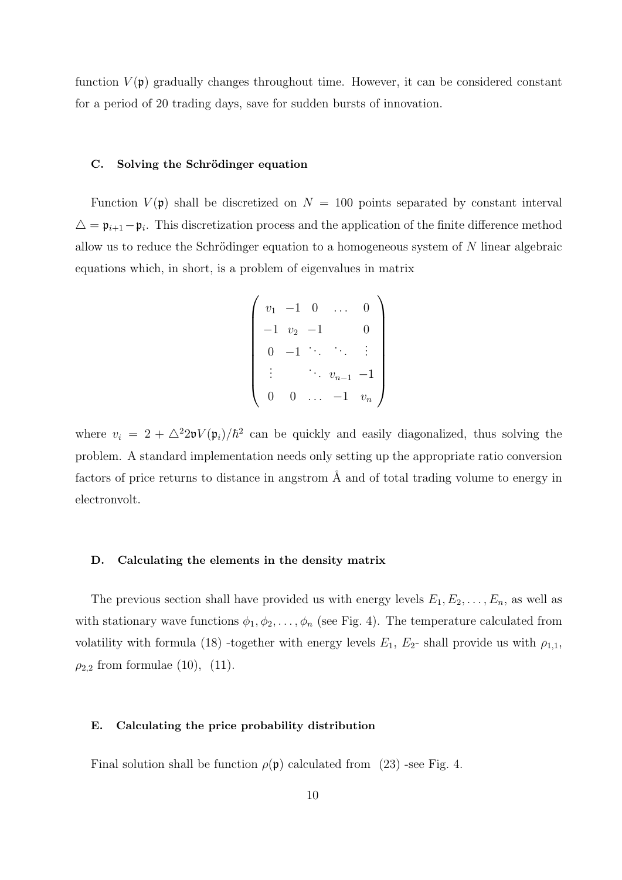function $V(\mathfrak{p})$ gradually changes throughout time. However, it can be considered constant for a period of 20 trading days, save for sudden bursts of innovation.

### C. Solving the Schrödinger equation

Function $V(\mathfrak{p})$ shall be discretized on $N = 100$ points separated by constant interval $\triangle = \mathfrak{p}_{i+1} - \mathfrak{p}_i$. This discretization process and the application of the finite difference method allow us to reduce the Schrödinger equation to a homogeneous system of $N$ linear algebraic equations which, in short, is a problem of eigenvalues in matrix

$$\begin{pmatrix} v_1 & -1 & 0 & \dots & 0 \\ -1 & v_2 & -1 & & 0 \\ 0 & -1 & \ddots & \ddots & \vdots \\ \vdots & & \ddots & v_{n-1} & -1 \\ 0 & 0 & \dots & -1 & v_n \end{pmatrix}$$

where $v_i = 2 + \triangle^2 2\mathfrak{v} V(\mathfrak{p}_i)/\hbar^2$ can be quickly and easily diagonalized, thus solving the problem. A standard implementation needs only setting up the appropriate ratio conversion factors of price returns to distance in angstrom Å and of total trading volume to energy in electronvolt.

### D. Calculating the elements in the density matrix

The previous section shall have provided us with energy levels $E_1, E_2, \dots, E_n$, as well as with stationary wave functions $\phi_1, \phi_2, \dots, \phi_n$ (see Fig. 4). The temperature calculated from volatility with formula (18) -together with energy levels $E_1$, $E_2$- shall provide us with $\rho_{1,1}$, $\rho_{2,2}$ from formulae (10), (11).

### E. Calculating the price probability distribution

Final solution shall be function $\rho(\mathfrak{p})$ calculated from (23) -see Fig. 4.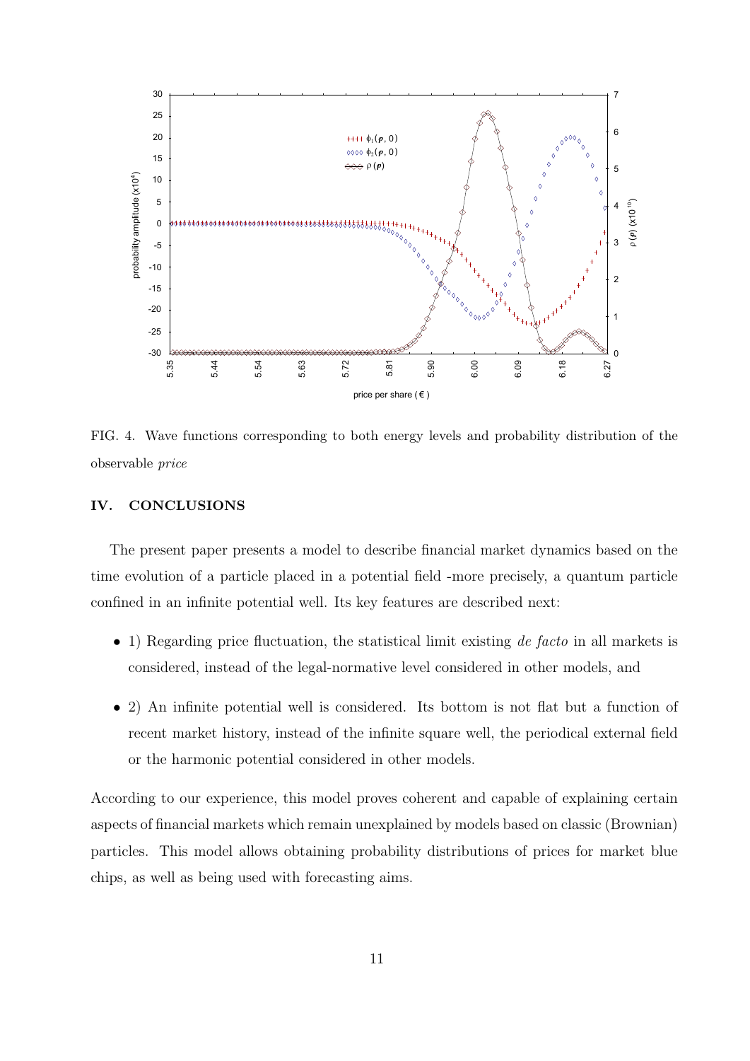FIG. 4. Wave functions corresponding to both energy levels and probability distribution of the observable *price*

## IV. CONCLUSIONS

The present paper presents a model to describe financial market dynamics based on the time evolution of a particle placed in a potential field -more precisely, a quantum particle confined in an infinite potential well. Its key features are described next:

- 1) Regarding price fluctuation, the statistical limit existing *de facto* in all markets is considered, instead of the legal-normative level considered in other models, and
- 2) An infinite potential well is considered. Its bottom is not flat but a function of recent market history, instead of the infinite square well, the periodical external field or the harmonic potential considered in other models.

According to our experience, this model proves coherent and capable of explaining certain aspects of financial markets which remain unexplained by models based on classic (Brownian) particles. This model allows obtaining probability distributions of prices for market blue chips, as well as being used with forecasting aims.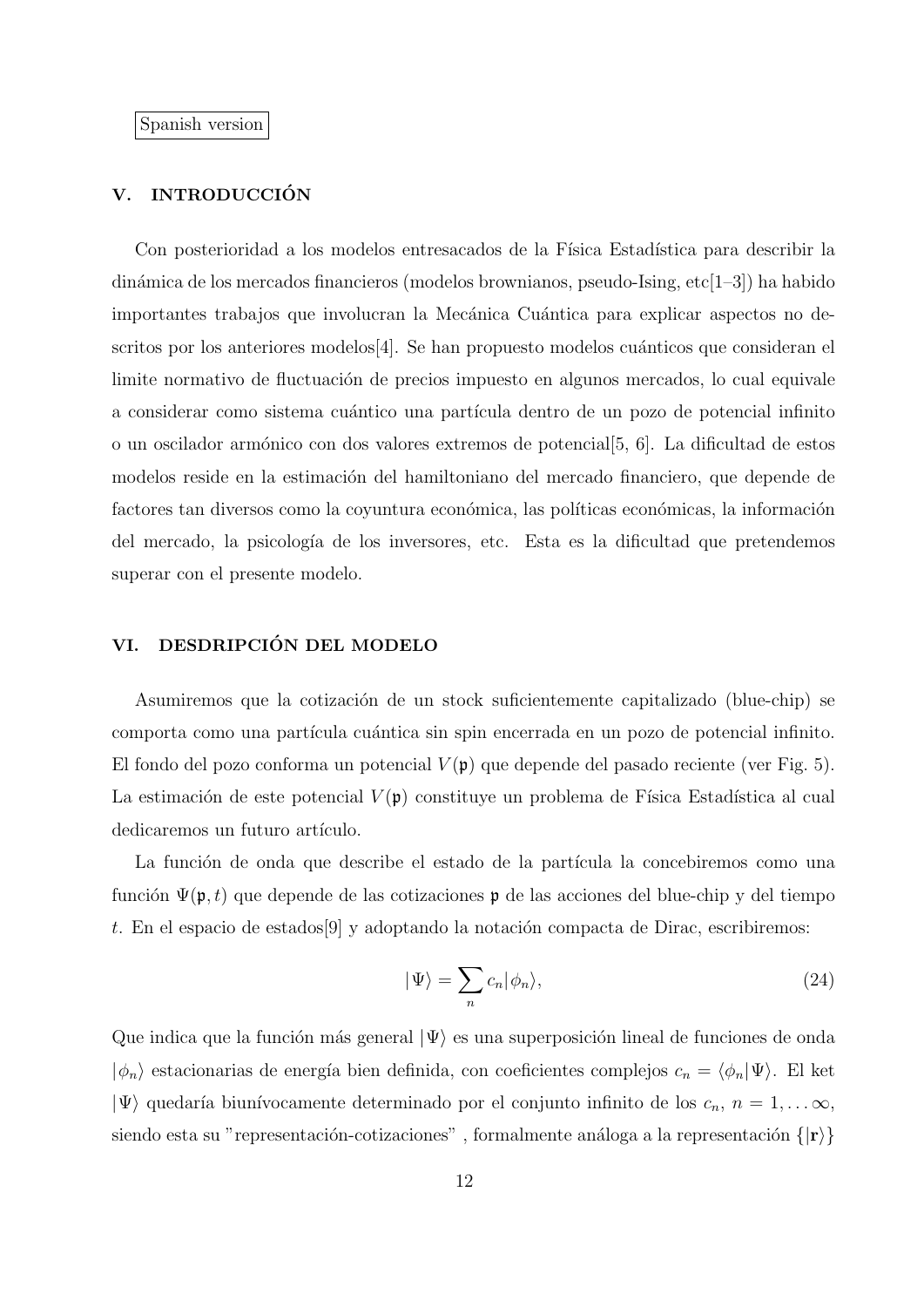Spanish version

## V. INTRODUCCIÓN

Con posterioridad a los modelos entresacados de la Física Estadística para describir la dinámica de los mercados financieros (modelos brownianos, pseudo-Ising, etc[1–3]) ha habido importantes trabajos que involucran la Mecánica Cuántica para explicar aspectos no descritos por los anteriores modelos[4]. Se han propuesto modelos cuánticos que consideran el limite normativo de fluctuación de precios impuesto en algunos mercados, lo cual equivale a considerar como sistema cuántico una partícula dentro de un pozo de potencial infinito o un oscilador armónico con dos valores extremos de potencial[5, 6]. La dificultad de estos modelos reside en la estimación del hamiltoniano del mercado financiero, que depende de factores tan diversos como la coyuntura económica, las políticas económicas, la información del mercado, la psicología de los inversores, etc. Esta es la dificultad que pretendemos superar con el presente modelo.

## VI. DESDRIPCIÓN DEL MODELO

Asumiremos que la cotización de un stock suficientemente capitalizado (blue-chip) se comporta como una partícula cuántica sin spin encerrada en un pozo de potencial infinito. El fondo del pozo conforma un potencial $V(\mathfrak{p})$ que depende del pasado reciente (ver Fig. 5). La estimación de este potencial $V(\mathfrak{p})$ constituye un problema de Física Estadística al cual dedicaremos un futuro artículo.

La función de onda que describe el estado de la partícula la concebiremos como una función $\Psi(\mathfrak{p}, t)$ que depende de las cotizaciones $\mathfrak{p}$ de las acciones del blue-chip y del tiempo $t$. En el espacio de estados[9] y adoptando la notación compacta de Dirac, escribiremos:

$$|\Psi\rangle = \sum_n c_n |\phi_n\rangle, \tag{24}$$

Que indica que la función más general $|\Psi\rangle$ es una superposición lineal de funciones de onda $|\phi_n\rangle$ estacionarias de energía bien definida, con coeficientes complejos $c_n = \langle\phi_n|\Psi\rangle$. El ket $|\Psi\rangle$ quedaría biunívocamente determinado por el conjunto infinito de los $c_n$, $n = 1, \ldots \infty$, siendo esta su "representación-cotizaciones" , formalmente análoga a la representación $\{|\mathbf{r}\rangle\}$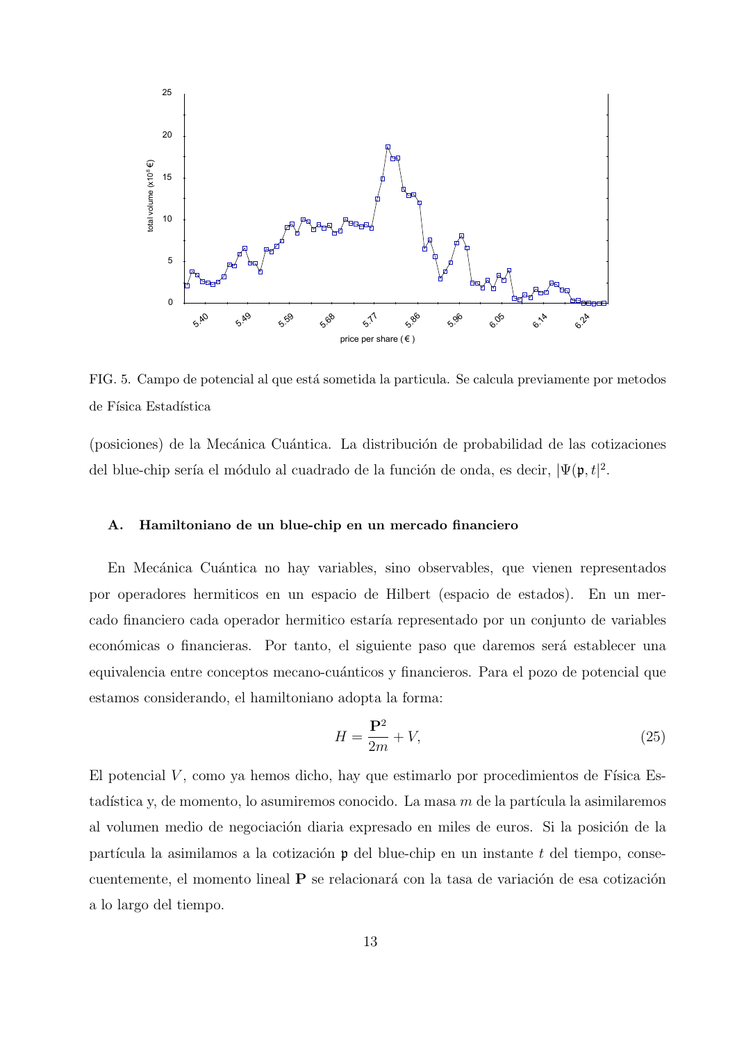FIG. 5. Campo de potencial al que está sometida la particula. Se calcula previamente por metodos de Física Estadística

(posiciones) de la Mecánica Cuántica. La distribución de probabilidad de las cotizaciones del blue-chip sería el módulo al cuadrado de la función de onda, es decir, $|\Psi(\mathfrak{p}, t|^2$.

### A. Hamiltoniano de un blue-chip en un mercado financiero

En Mecánica Cuántica no hay variables, sino observables, que vienen representados por operadores hermiticos en un espacio de Hilbert (espacio de estados). En un mercado financiero cada operador hermitico estaría representado por un conjunto de variables económicas o financieras. Por tanto, el siguiente paso que daremos será establecer una equivalencia entre conceptos mecano-cuánticos y financieros. Para el pozo de potencial que estamos considerando, el hamiltoniano adopta la forma:

$$H = \frac{\mathbf{P}^2}{2m} + V, \tag{25}$$

El potencial $V$, como ya hemos dicho, hay que estimarlo por procedimientos de Física Estadística y, de momento, lo asumiremos conocido. La masa $m$ de la partícula la asimilaremos al volumen medio de negociación diaria expresado en miles de euros. Si la posición de la partícula la asimilamos a la cotización $\mathfrak{p}$ del blue-chip en un instante $t$ del tiempo, consecuentemente, el momento lineal $\mathbf{P}$ se relacionará con la tasa de variación de esa cotización a lo largo del tiempo.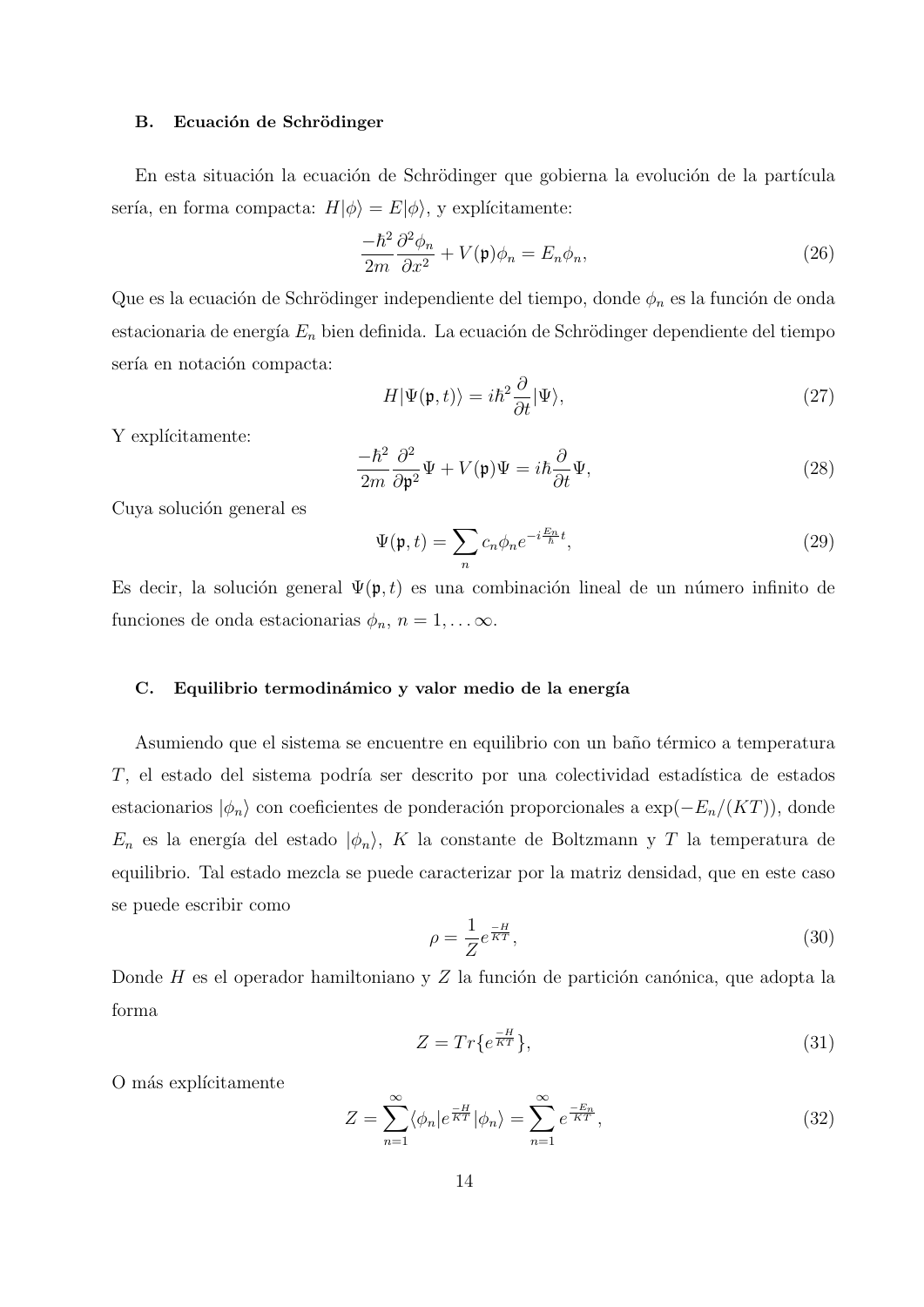### B. Ecuación de Schrödinger

En esta situación la ecuación de Schrödinger que gobierna la evolución de la partícula sería, en forma compacta: $H|\phi\rangle = E|\phi\rangle$, y explícitamente:

$$\frac{-\hbar^2}{2m}\frac{\partial^2 \phi_n}{\partial x^2} + V(\mathfrak{p})\phi_n = E_n \phi_n, \tag{26}$$

Que es la ecuación de Schrödinger independiente del tiempo, donde $\phi_n$ es la función de onda estacionaria de energía $E_n$ bien definida. La ecuación de Schrödinger dependiente del tiempo sería en notación compacta:

$$H|\Psi(\mathfrak{p},t)\rangle = i\hbar^2 \frac{\partial}{\partial t}|\Psi\rangle, \tag{27}$$

Y explícitamente:

$$\frac{-\hbar^2}{2m}\frac{\partial^2}{\partial \mathfrak{p}^2}\Psi + V(\mathfrak{p})\Psi = i\hbar\frac{\partial}{\partial t}\Psi, \tag{28}$$

Cuya solución general es

$$\Psi(\mathfrak{p},t) = \sum_n c_n \phi_n e^{-i\frac{E_n}{\hbar}t}, \tag{29}$$

Es decir, la solución general $\Psi(\mathfrak{p},t)$ es una combinación lineal de un número infinito de funciones de onda estacionarias $\phi_n$, $n = 1,\ldots\infty$.

### C. Equilibrio termodinámico y valor medio de la energía

Asumiendo que el sistema se encuentre en equilibrio con un baño térmico a temperatura $T$, el estado del sistema podría ser descrito por una colectividad estadística de estados estacionarios $|\phi_n\rangle$ con coeficientes de ponderación proporcionales a $\exp(-E_n/(KT))$, donde $E_n$ es la energía del estado $|\phi_n\rangle$, $K$ la constante de Boltzmann y $T$ la temperatura de equilibrio. Tal estado mezcla se puede caracterizar por la matriz densidad, que en este caso se puede escribir como

$$\rho = \frac{1}{Z}e^{\frac{-H}{KT}}, \tag{30}$$

Donde $H$ es el operador hamiltoniano y $Z$ la función de partición canónica, que adopta la forma

$$Z = Tr\{e^{\frac{-H}{KT}}\}, \tag{31}$$

O más explícitamente

$$Z = \sum_{n=1}^{\infty}\langle\phi_n|e^{\frac{-H}{KT}}|\phi_n\rangle = \sum_{n=1}^{\infty} e^{\frac{-E_n}{KT}}, \tag{32}$$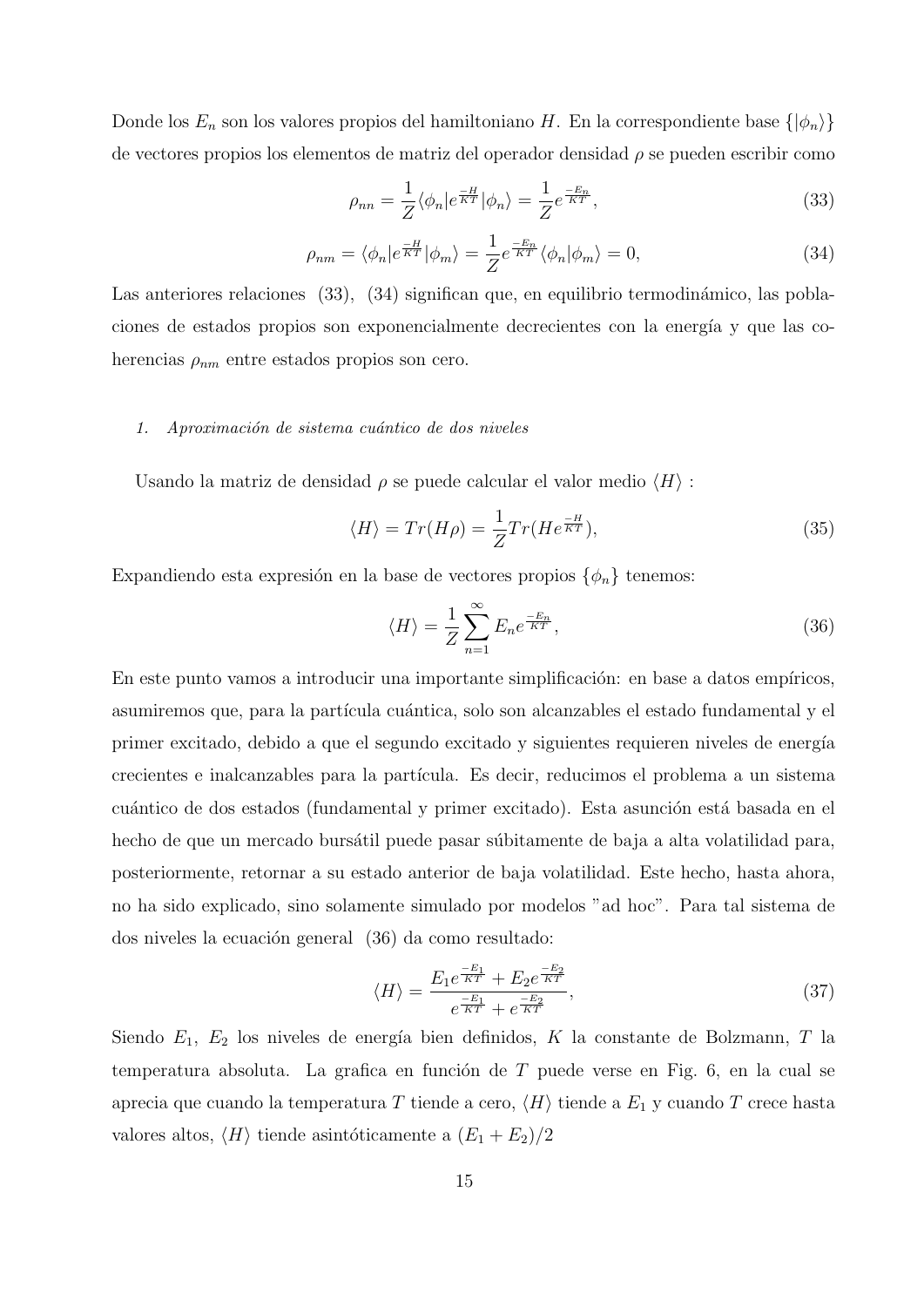Donde los $E_n$ son los valores propios del hamiltoniano $H$. En la correspondiente base $\{|\phi_n\rangle\}$ de vectores propios los elementos de matriz del operador densidad $\rho$ se pueden escribir como

$$\rho_{nn} = \frac{1}{Z}\langle\phi_n|e^{\frac{-H}{KT}}|\phi_n\rangle = \frac{1}{Z}e^{\frac{-E_n}{KT}}, \tag{33}$$

$$\rho_{nm} = \langle\phi_n|e^{\frac{-H}{KT}}|\phi_m\rangle = \frac{1}{Z}e^{\frac{-E_n}{KT}}\langle\phi_n|\phi_m\rangle = 0, \tag{34}$$

Las anteriores relaciones (33), (34) significan que, en equilibrio termodinámico, las poblaciones de estados propios son exponencialmente decrecientes con la energía y que las coherencias $\rho_{nm}$ entre estados propios son cero.

### 1. *Aproximación de sistema cuántico de dos niveles*

Usando la matriz de densidad $\rho$ se puede calcular el valor medio $\langle H\rangle$ :

$$\langle H\rangle = Tr(H\rho) = \frac{1}{Z}Tr(He^{\frac{-H}{KT}}), \tag{35}$$

Expandiendo esta expresión en la base de vectores propios $\{\phi_n\}$ tenemos:

$$\langle H\rangle = \frac{1}{Z}\sum_{n=1}^{\infty}E_n e^{\frac{-E_n}{KT}}, \tag{36}$$

En este punto vamos a introducir una importante simplificación: en base a datos empíricos, asumiremos que, para la partícula cuántica, solo son alcanzables el estado fundamental y el primer excitado, debido a que el segundo excitado y siguientes requieren niveles de energía crecientes e inalcanzables para la partícula. Es decir, reducimos el problema a un sistema cuántico de dos estados (fundamental y primer excitado). Esta asunción está basada en el hecho de que un mercado bursátil puede pasar súbitamente de baja a alta volatilidad para, posteriormente, retornar a su estado anterior de baja volatilidad. Este hecho, hasta ahora, no ha sido explicado, sino solamente simulado por modelos "ad hoc". Para tal sistema de dos niveles la ecuación general (36) da como resultado:

$$\langle H\rangle = \frac{E_1 e^{\frac{-E_1}{KT}} + E_2 e^{\frac{-E_2}{KT}}}{e^{\frac{-E_1}{KT}} + e^{\frac{-E_2}{KT}}}, \tag{37}$$

Siendo $E_1$, $E_2$ los niveles de energía bien definidos, $K$ la constante de Bolzmann, $T$ la temperatura absoluta. La grafica en función de $T$ puede verse en Fig. 6, en la cual se aprecia que cuando la temperatura $T$ tiende a cero, $\langle H\rangle$ tiende a $E_1$ y cuando $T$ crece hasta valores altos, $\langle H\rangle$ tiende asintóticamente a $(E_1 + E_2)/2$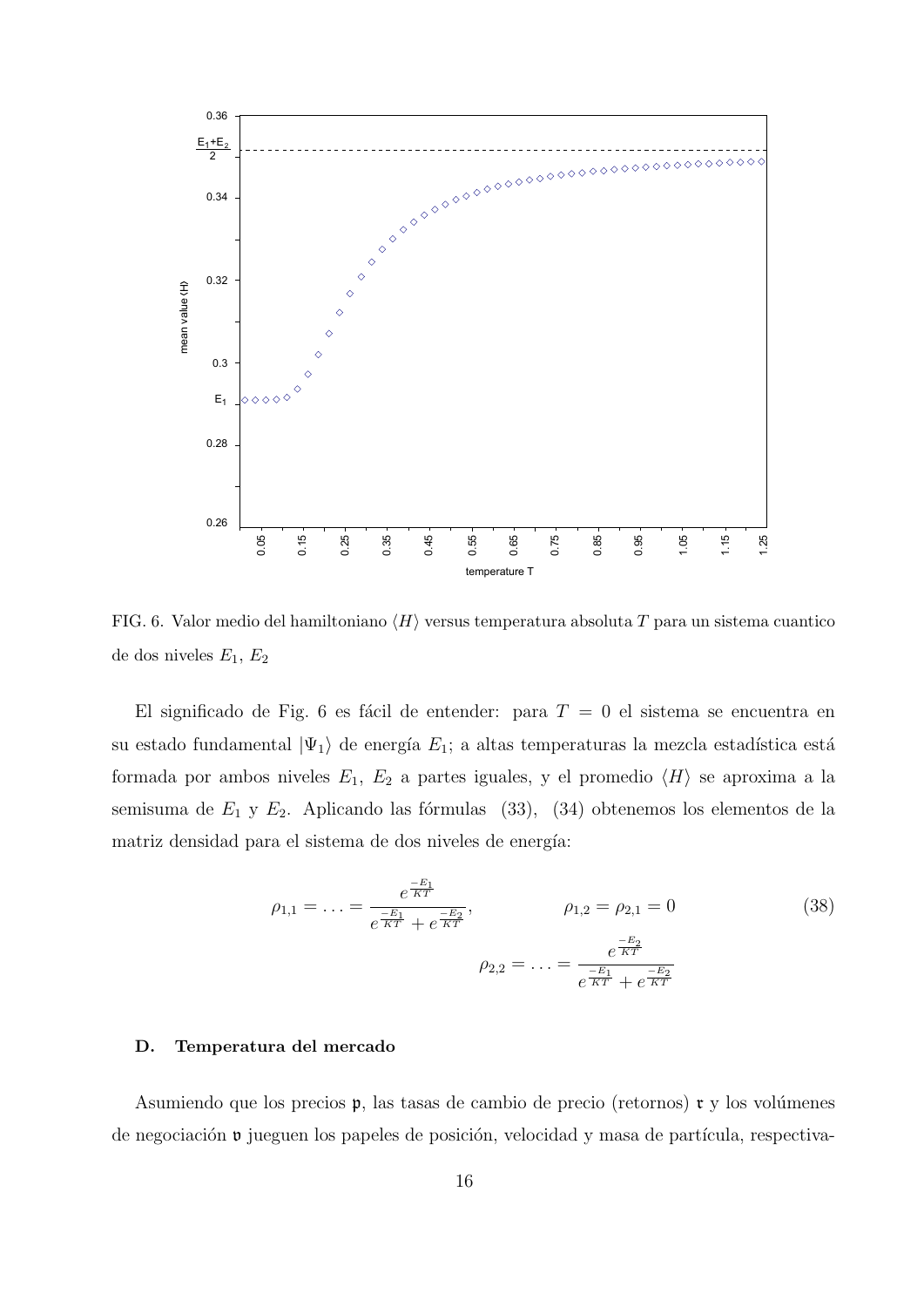FIG. 6. Valor medio del hamiltoniano $\langle H \rangle$ versus temperatura absoluta $T$ para un sistema cuantico de dos niveles $E_1$, $E_2$

El significado de Fig. 6 es fácil de entender: para $T = 0$ el sistema se encuentra en su estado fundamental $|\Psi_1\rangle$ de energía $E_1$; a altas temperaturas la mezcla estadística está formada por ambos niveles $E_1$, $E_2$ a partes iguales, y el promedio $\langle H \rangle$ se aproxima a la semisuma de $E_1$ y $E_2$. Aplicando las fórmulas (33), (34) obtenemos los elementos de la matriz densidad para el sistema de dos niveles de energía:

$$\rho_{1,1} = \ldots = \frac{e^{\frac{-E_1}{KT}}}{e^{\frac{-E_1}{KT}} + e^{\frac{-E_2}{KT}}}, \qquad \rho_{1,2} = \rho_{2,1} = 0 \qquad (38)$$

$$\rho_{2,2} = \ldots = \frac{e^{\frac{-E_2}{KT}}}{e^{\frac{-E_1}{KT}} + e^{\frac{-E_2}{KT}}}$$

### D. Temperatura del mercado

Asumiendo que los precios $\mathfrak{p}$, las tasas de cambio de precio (retornos) $\mathfrak{r}$ y los volúmenes de negociación $\mathfrak{v}$ jueguen los papeles de posición, velocidad y masa de partícula, respectiva-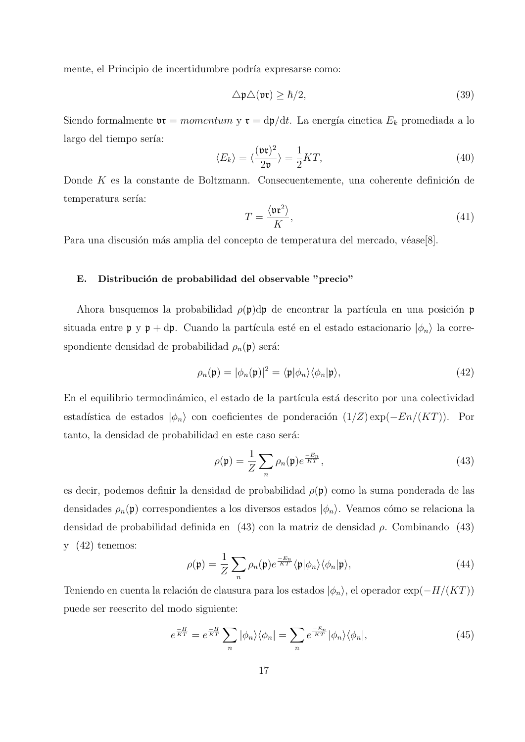mente, el Principio de incertidumbre podría expresarse como:

$$\triangle\mathfrak{p}\triangle(\mathfrak{v}\mathfrak{r}) \geq \hbar/2, \tag{39}$$

Siendo formalmente $\mathfrak{v}\mathfrak{r} = momentum$ y $\mathfrak{r} = \mathrm{d}\mathfrak{p}/\mathrm{d}t$. La energía cinetica $E_k$ promediada a lo largo del tiempo sería:

$$\langle E_k \rangle = \langle \frac{(\mathfrak{v}\mathfrak{r})^2}{2\mathfrak{v}} \rangle = \frac{1}{2}KT, \tag{40}$$

Donde $K$ es la constante de Boltzmann. Consecuentemente, una coherente definición de temperatura sería:

$$T = \frac{\langle \mathfrak{v}\mathfrak{r}^2 \rangle}{K}, \tag{41}$$

Para una discusión más amplia del concepto de temperatura del mercado, véase[8].

### E. Distribución de probabilidad del observable "precio"

Ahora busquemos la probabilidad $\rho(\mathfrak{p})\mathrm{d}\mathfrak{p}$ de encontrar la partícula en una posición $\mathfrak{p}$ situada entre $\mathfrak{p}$ y $\mathfrak{p} + \mathrm{d}\mathfrak{p}$. Cuando la partícula esté en el estado estacionario $|\phi_n\rangle$ la correspondiente densidad de probabilidad $\rho_n(\mathfrak{p})$ será:

$$\rho_n(\mathfrak{p}) = |\phi_n(\mathfrak{p})|^2 = \langle \mathfrak{p}|\phi_n\rangle\langle\phi_n|\mathfrak{p}\rangle, \tag{42}$$

En el equilibrio termodinámico, el estado de la partícula está descrito por una colectividad estadística de estados $|\phi_n\rangle$ con coeficientes de ponderación $(1/Z)\exp(-En/(KT))$. Por tanto, la densidad de probabilidad en este caso será:

$$\rho(\mathfrak{p}) = \frac{1}{Z}\sum_n \rho_n(\mathfrak{p})e^{\frac{-E_n}{KT}}, \tag{43}$$

es decir, podemos definir la densidad de probabilidad $\rho(\mathfrak{p})$ como la suma ponderada de las densidades $\rho_n(\mathfrak{p})$ correspondientes a los diversos estados $|\phi_n\rangle$. Veamos cómo se relaciona la densidad de probabilidad definida en (43) con la matriz de densidad $\rho$. Combinando (43) y (42) tenemos:

$$\rho(\mathfrak{p}) = \frac{1}{Z}\sum_n \rho_n(\mathfrak{p})e^{\frac{-E_n}{KT}}\langle\mathfrak{p}|\phi_n\rangle\langle\phi_n|\mathfrak{p}\rangle, \tag{44}$$

Teniendo en cuenta la relación de clausura para los estados $|\phi_n\rangle$, el operador $\exp(-H/(KT))$ puede ser reescrito del modo siguiente:

$$e^{\frac{-H}{KT}} = e^{\frac{-H}{KT}}\sum_n |\phi_n\rangle\langle\phi_n| = \sum_n e^{\frac{-E_n}{KT}}|\phi_n\rangle\langle\phi_n|, \tag{45}$$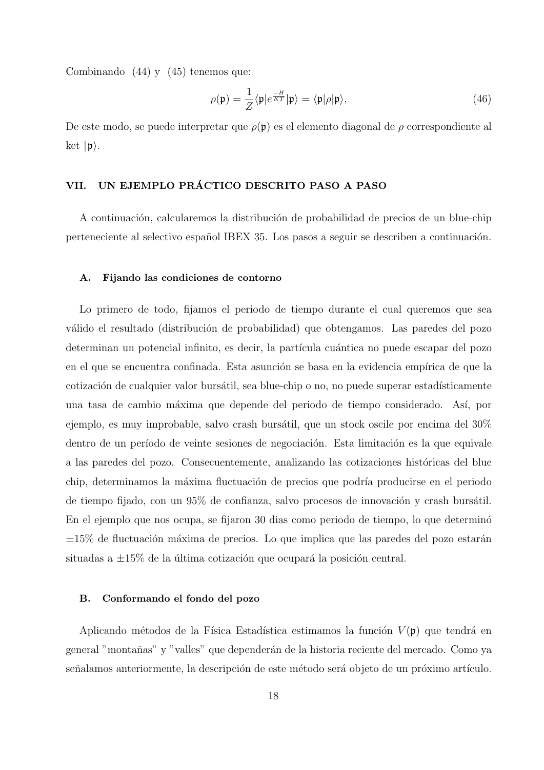Combinando (44) y (45) tenemos que:

$$\rho(\mathfrak{p}) = \frac{1}{Z} \langle \mathfrak{p} | e^{\frac{-H}{KT}} | \mathfrak{p} \rangle = \langle \mathfrak{p} | \rho | \mathfrak{p} \rangle, \tag{46}$$

De este modo, se puede interpretar que $\rho(\mathfrak{p})$ es el elemento diagonal de $\rho$ correspondiente al ket $|\mathfrak{p}\rangle$.

## VII. UN EJEMPLO PRÁCTICO DESCRITO PASO A PASO

A continuación, calcularemos la distribución de probabilidad de precios de un blue-chip perteneciente al selectivo español IBEX 35. Los pasos a seguir se describen a continuación.

### A. Fijando las condiciones de contorno

Lo primero de todo, fijamos el periodo de tiempo durante el cual queremos que sea válido el resultado (distribución de probabilidad) que obtengamos. Las paredes del pozo determinan un potencial infinito, es decir, la partícula cuántica no puede escapar del pozo en el que se encuentra confinada. Esta asunción se basa en la evidencia empírica de que la cotización de cualquier valor bursátil, sea blue-chip o no, no puede superar estadísticamente una tasa de cambio máxima que depende del periodo de tiempo considerado. Así, por ejemplo, es muy improbable, salvo crash bursátil, que un stock oscile por encima del 30% dentro de un período de veinte sesiones de negociación. Esta limitación es la que equivale a las paredes del pozo. Consecuentemente, analizando las cotizaciones históricas del blue chip, determinamos la máxima fluctuación de precios que podría producirse en el periodo de tiempo fijado, con un 95% de confianza, salvo procesos de innovación y crash bursátil. En el ejemplo que nos ocupa, se fijaron 30 dias como periodo de tiempo, lo que determinó $\pm 15\%$ de fluctuación máxima de precios. Lo que implica que las paredes del pozo estarán situadas a $\pm 15\%$ de la última cotización que ocupará la posición central.

### B. Conformando el fondo del pozo

Aplicando métodos de la Física Estadística estimamos la función $V(\mathfrak{p})$ que tendrá en general "montañas" y "valles" que dependerán de la historia reciente del mercado. Como ya señalamos anteriormente, la descripción de este método será objeto de un próximo artículo.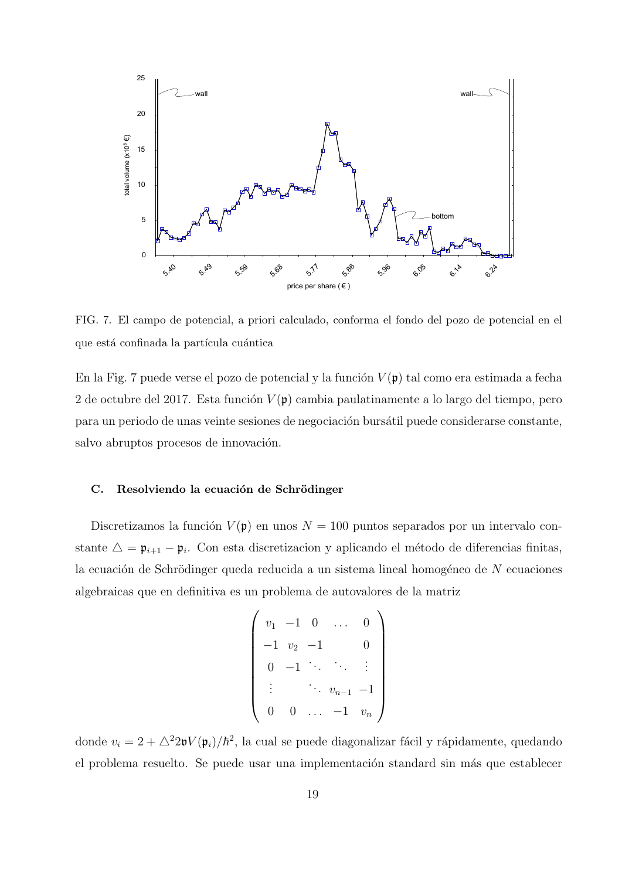FIG. 7. El campo de potencial, a priori calculado, conforma el fondo del pozo de potencial en el que está confinada la partícula cuántica

En la Fig. 7 puede verse el pozo de potencial y la función $V(\mathfrak{p})$ tal como era estimada a fecha 2 de octubre del 2017. Esta función $V(\mathfrak{p})$ cambia paulatinamente a lo largo del tiempo, pero para un periodo de unas veinte sesiones de negociación bursátil puede considerarse constante, salvo abruptos procesos de innovación.

### C. Resolviendo la ecuación de Schrödinger

Discretizamos la función $V(\mathfrak{p})$ en unos $N = 100$ puntos separados por un intervalo constante $\triangle = \mathfrak{p}_{i+1} - \mathfrak{p}_i$. Con esta discretizacion y aplicando el método de diferencias finitas, la ecuación de Schrödinger queda reducida a un sistema lineal homogéneo de $N$ ecuaciones algebraicas que en definitiva es un problema de autovalores de la matriz

$$\begin{pmatrix} v_1 & -1 & 0 & \dots & 0 \\ -1 & v_2 & -1 & & 0 \\ 0 & -1 & \ddots & \ddots & \vdots \\ \vdots & & \ddots & v_{n-1} & -1 \\ 0 & 0 & \dots & -1 & v_n \end{pmatrix}$$

donde $v_i = 2 + \triangle^2 2\mathfrak{v}V(\mathfrak{p}_i)/\hbar^2$, la cual se puede diagonalizar fácil y rápidamente, quedando el problema resuelto. Se puede usar una implementación standard sin más que establecer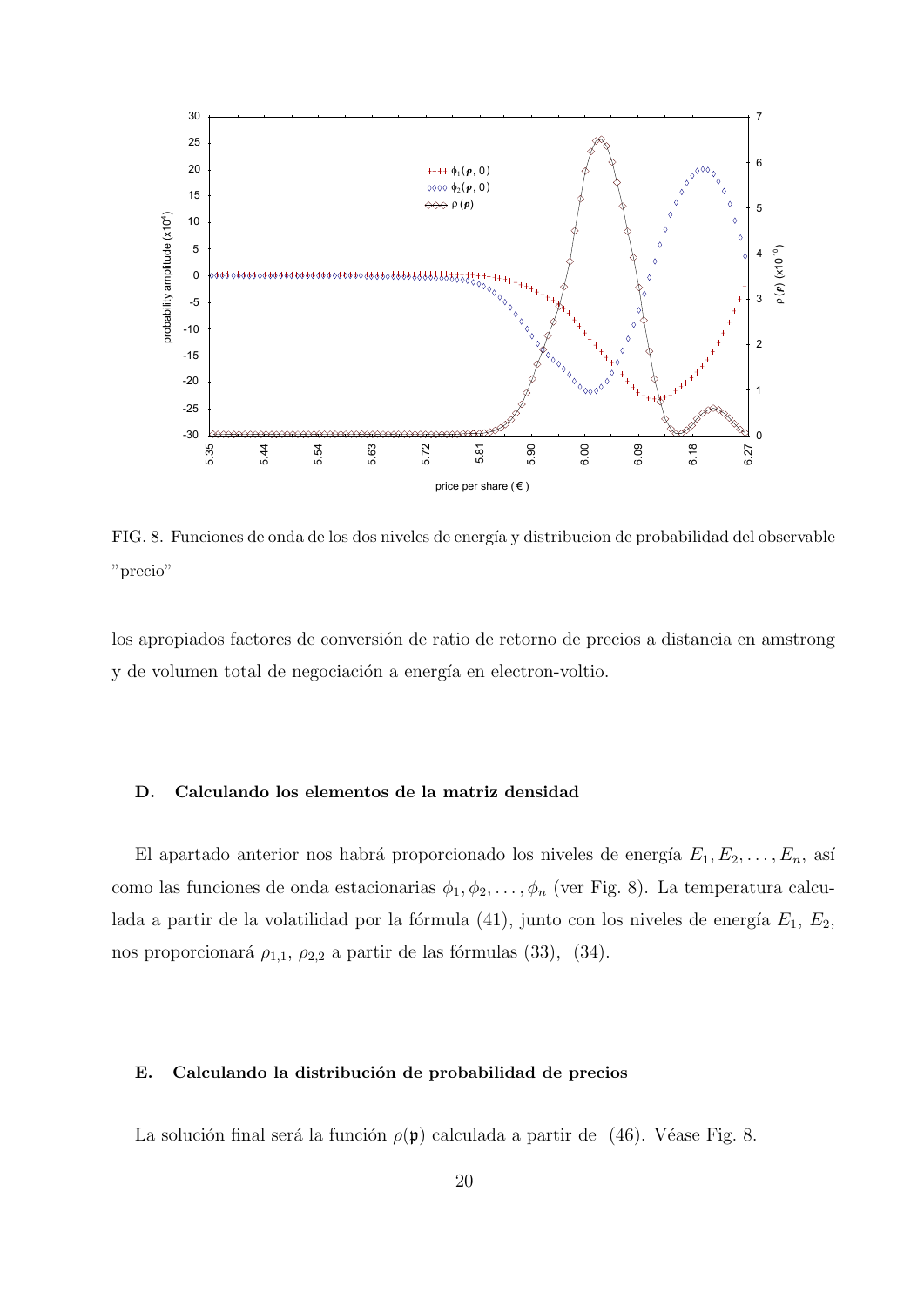FIG. 8. Funciones de onda de los dos niveles de energía y distribucion de probabilidad del observable "precio"

los apropiados factores de conversión de ratio de retorno de precios a distancia en amstrong y de volumen total de negociación a energía en electron-voltio.

### D. Calculando los elementos de la matriz densidad

El apartado anterior nos habrá proporcionado los niveles de energía $E_1, E_2, \ldots, E_n$, así como las funciones de onda estacionarias $\phi_1, \phi_2, \ldots, \phi_n$ (ver Fig. 8). La temperatura calculada a partir de la volatilidad por la fórmula (41), junto con los niveles de energía $E_1$, $E_2$, nos proporcionará $\rho_{1,1}$, $\rho_{2,2}$ a partir de las fórmulas (33), (34).

### E. Calculando la distribución de probabilidad de precios

La solución final será la función $\rho(\mathfrak{p})$ calculada a partir de (46). Véase Fig. 8.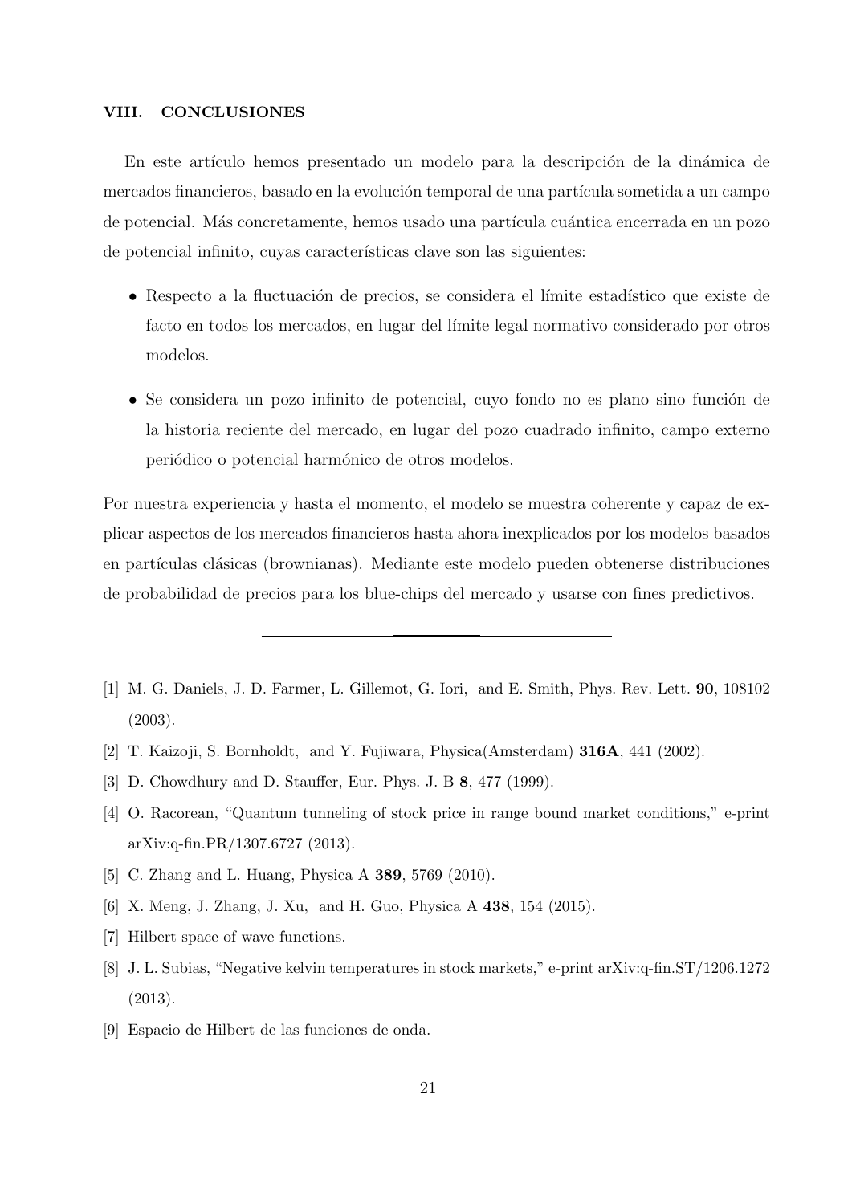## VIII. CONCLUSIONES

En este artículo hemos presentado un modelo para la descripción de la dinámica de mercados financieros, basado en la evolución temporal de una partícula sometida a un campo de potencial. Más concretamente, hemos usado una partícula cuántica encerrada en un pozo de potencial infinito, cuyas características clave son las siguientes:

- Respecto a la fluctuación de precios, se considera el límite estadístico que existe de facto en todos los mercados, en lugar del límite legal normativo considerado por otros modelos.
- Se considera un pozo infinito de potencial, cuyo fondo no es plano sino función de la historia reciente del mercado, en lugar del pozo cuadrado infinito, campo externo periódico o potencial harmónico de otros modelos.

Por nuestra experiencia y hasta el momento, el modelo se muestra coherente y capaz de explicar aspectos de los mercados financieros hasta ahora inexplicados por los modelos basados en partículas clásicas (brownianas). Mediante este modelo pueden obtenerse distribuciones de probabilidad de precios para los blue-chips del mercado y usarse con fines predictivos.

---

[1] M. G. Daniels, J. D. Farmer, L. Gillemot, G. Iori, and E. Smith, Phys. Rev. Lett. **90**, 108102 (2003).

[2] T. Kaizoji, S. Bornholdt, and Y. Fujiwara, Physica(Amsterdam) **316A**, 441 (2002).

[3] D. Chowdhury and D. Stauffer, Eur. Phys. J. B **8**, 477 (1999).

[4] O. Racorean, "Quantum tunneling of stock price in range bound market conditions," e-print arXiv:q-fin.PR/1307.6727 (2013).

[5] C. Zhang and L. Huang, Physica A **389**, 5769 (2010).

[6] X. Meng, J. Zhang, J. Xu, and H. Guo, Physica A **438**, 154 (2015).

[7] Hilbert space of wave functions.

[8] J. L. Subias, "Negative kelvin temperatures in stock markets," e-print arXiv:q-fin.ST/1206.1272 (2013).

[9] Espacio de Hilbert de las funciones de onda.